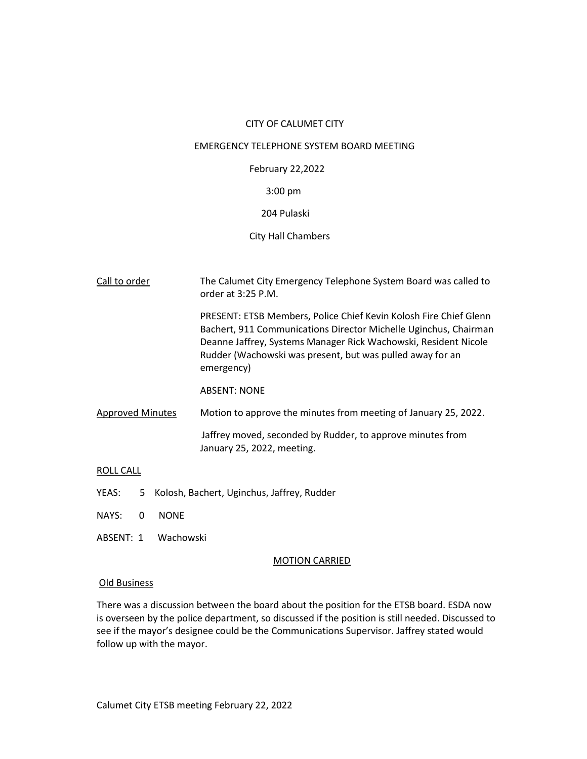CITY OF CALUMET CITY

EMERGENCY TELEPHONE SYSTEM BOARD MEETING

February 22,2022

3:00 pm

204 Pulaski

City Hall Chambers

<u>Call to order</u>

The Calumet City Emergency Telephone System Board was called to order at 3:25 P.M.

PRESENT: ETSB Members, Police Chief Kevin Kolosh Fire Chief Glenn Bachert, 911 Communications Director Michelle Uginchus, Chairman Deanne Jaffrey, Systems Manager Rick Wachowski, Resident Nicole Rudder (Wachowski was present, but was pulled away for an emergency)

ABSENT: NONE

<u>Approved Minutes</u>

Motion to approve the minutes from meeting of January 25, 2022.

Jaffrey moved, seconded by Rudder, to approve minutes from January 25, 2022, meeting.

<u>ROLL CALL</u>

YEAS: 5 Kolosh, Bachert, Uginchus, Jaffrey, Rudder

NAYS: 0 NONE

ABSENT: 1 Wachowski

<u>MOTION CARRIED</u>

<u>Old Business</u>

There was a discussion between the board about the position for the ETSB board. ESDA now is overseen by the police department, so discussed if the position is still needed. Discussed to see if the mayor's designee could be the Communications Supervisor. Jaffrey stated would follow up with the mayor.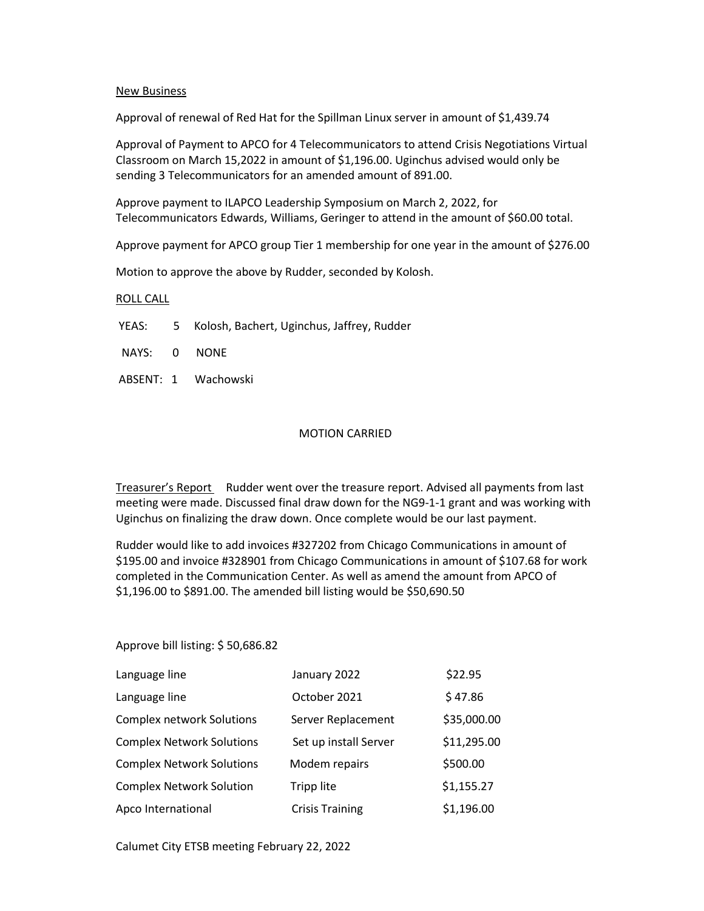## New Business

Approval of renewal of Red Hat for the Spillman Linux server in amount of $1,439.74

Approval of Payment to APCO for 4 Telecommunicators to attend Crisis Negotiations Virtual Classroom on March 15,2022 in amount of $1,196.00. Uginchus advised would only be sending 3 Telecommunicators for an amended amount of 891.00.

Approve payment to ILAPCO Leadership Symposium on March 2, 2022, for Telecommunicators Edwards, Williams, Geringer to attend in the amount of $60.00 total.

Approve payment for APCO group Tier 1 membership for one year in the amount of $276.00

Motion to approve the above by Rudder, seconded by Kolosh.

## ROLL CALL

| | | |
|---|---|---|
| YEAS: | 5 | Kolosh, Bachert, Uginchus, Jaffrey, Rudder |
| NAYS: | 0 | NONE |
| ABSENT: | 1 | Wachowski |

MOTION CARRIED

**Treasurer's Report** Rudder went over the treasure report. Advised all payments from last meeting were made. Discussed final draw down for the NG9-1-1 grant and was working with Uginchus on finalizing the draw down. Once complete would be our last payment.

Rudder would like to add invoices #327202 from Chicago Communications in amount of $195.00 and invoice #328901 from Chicago Communications in amount of $107.68 for work completed in the Communication Center. As well as amend the amount from APCO of $1,196.00 to $891.00. The amended bill listing would be $50,690.50

Approve bill listing: $ 50,686.82

| | | |
|---|---|---|
| Language line | January 2022 | $22.95 |
| Language line | October 2021 | $ 47.86 |
| Complex network Solutions | Server Replacement | $35,000.00 |
| Complex Network Solutions | Set up install Server | $11,295.00 |
| Complex Network Solutions | Modem repairs | $500.00 |
| Complex Network Solution | Tripp lite | $1,155.27 |
| Apco International | Crisis Training | $1,196.00 |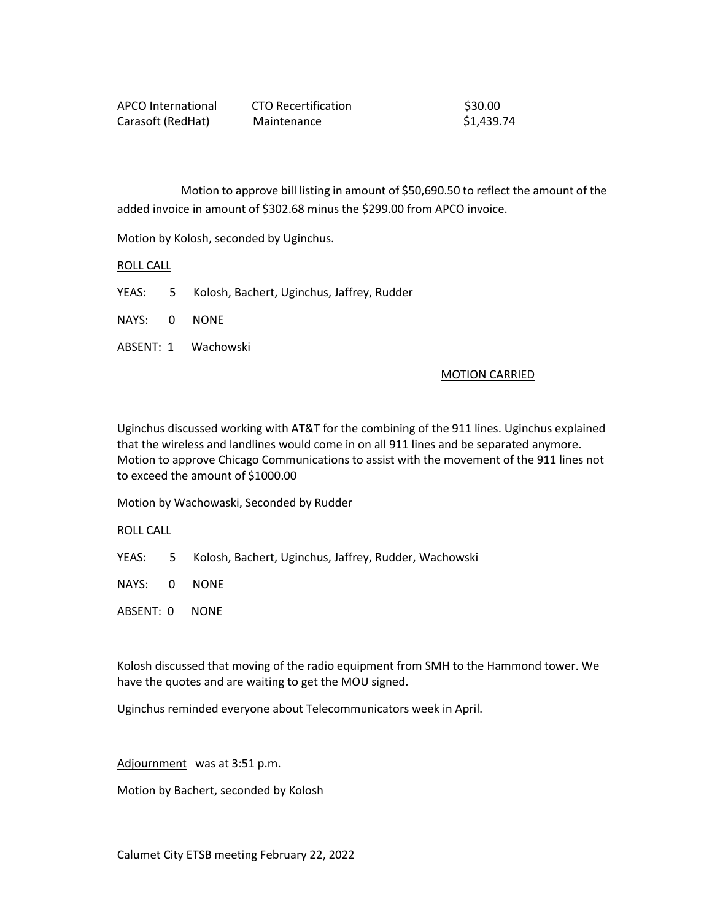| | | |
|---|---|---|
| APCO International | CTO Recertification | \$30.00 |
| Carasoft (RedHat) | Maintenance | \$1,439.74 |

Motion to approve bill listing in amount of \$50,690.50 to reflect the amount of the added invoice in amount of \$302.68 minus the \$299.00 from APCO invoice.

Motion by Kolosh, seconded by Uginchus.

<u>ROLL CALL</u>

YEAS: 5 Kolosh, Bachert, Uginchus, Jaffrey, Rudder

NAYS: 0 NONE

ABSENT: 1 Wachowski

<u>MOTION CARRIED</u>

Uginchus discussed working with AT&T for the combining of the 911 lines. Uginchus explained that the wireless and landlines would come in on all 911 lines and be separated anymore. Motion to approve Chicago Communications to assist with the movement of the 911 lines not to exceed the amount of \$1000.00

Motion by Wachowaski, Seconded by Rudder

ROLL CALL

YEAS: 5 Kolosh, Bachert, Uginchus, Jaffrey, Rudder, Wachowski

NAYS: 0 NONE

ABSENT: 0 NONE

Kolosh discussed that moving of the radio equipment from SMH to the Hammond tower. We have the quotes and are waiting to get the MOU signed.

Uginchus reminded everyone about Telecommunicators week in April.

<u>Adjournment</u> was at 3:51 p.m.

Motion by Bachert, seconded by Kolosh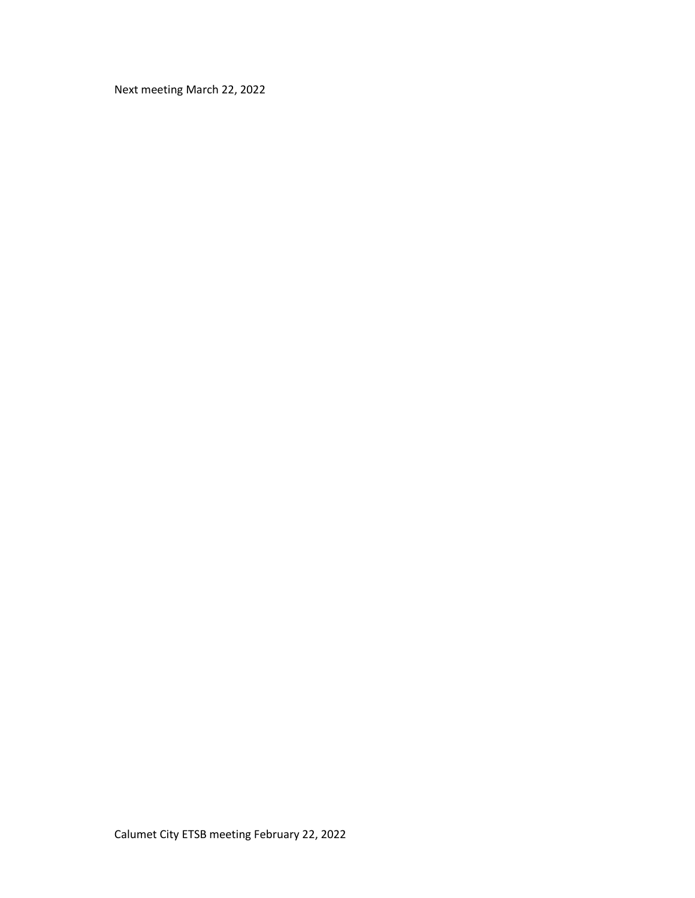Next meeting March 22, 2022